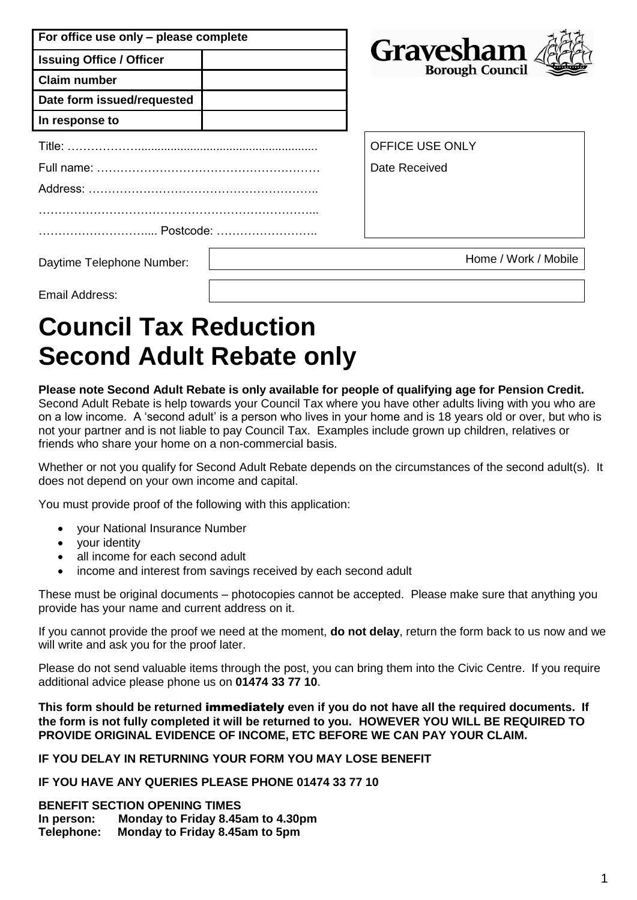| For office use only – please complete | |
|---|---|
| Issuing Office / Officer | |
| Claim number | |
| Date form issued/requested | |
| In response to | |

Gravesham Borough Council

Title: ……………….......................................................

Full name: ……………….……………………….………

Address: …………………………………………………..

……………………………………………………………...

………………………..... Postcode: ……………………..

OFFICE USE ONLY

Date Received

Daytime Telephone Number: Home / Work / Mobile

Email Address:

# Council Tax Reduction Second Adult Rebate only

**Please note Second Adult Rebate is only available for people of qualifying age for Pension Credit.** Second Adult Rebate is help towards your Council Tax where you have other adults living with you who are on a low income. A 'second adult' is a person who lives in your home and is 18 years old or over, but who is not your partner and is not liable to pay Council Tax. Examples include grown up children, relatives or friends who share your home on a non-commercial basis.

Whether or not you qualify for Second Adult Rebate depends on the circumstances of the second adult(s). It does not depend on your own income and capital.

You must provide proof of the following with this application:

- your National Insurance Number
- your identity
- all income for each second adult
- income and interest from savings received by each second adult

These must be original documents – photocopies cannot be accepted. Please make sure that anything you provide has your name and current address on it.

If you cannot provide the proof we need at the moment, **do not delay**, return the form back to us now and we will write and ask you for the proof later.

Please do not send valuable items through the post, you can bring them into the Civic Centre. If you require additional advice please phone us on **01474 33 77 10**.

**This form should be returned immediately even if you do not have all the required documents. If the form is not fully completed it will be returned to you. HOWEVER YOU WILL BE REQUIRED TO PROVIDE ORIGINAL EVIDENCE OF INCOME, ETC BEFORE WE CAN PAY YOUR CLAIM.**

**IF YOU DELAY IN RETURNING YOUR FORM YOU MAY LOSE BENEFIT**

**IF YOU HAVE ANY QUERIES PLEASE PHONE 01474 33 77 10**

**BENEFIT SECTION OPENING TIMES**
**In person: Monday to Friday 8.45am to 4.30pm**
**Telephone: Monday to Friday 8.45am to 5pm**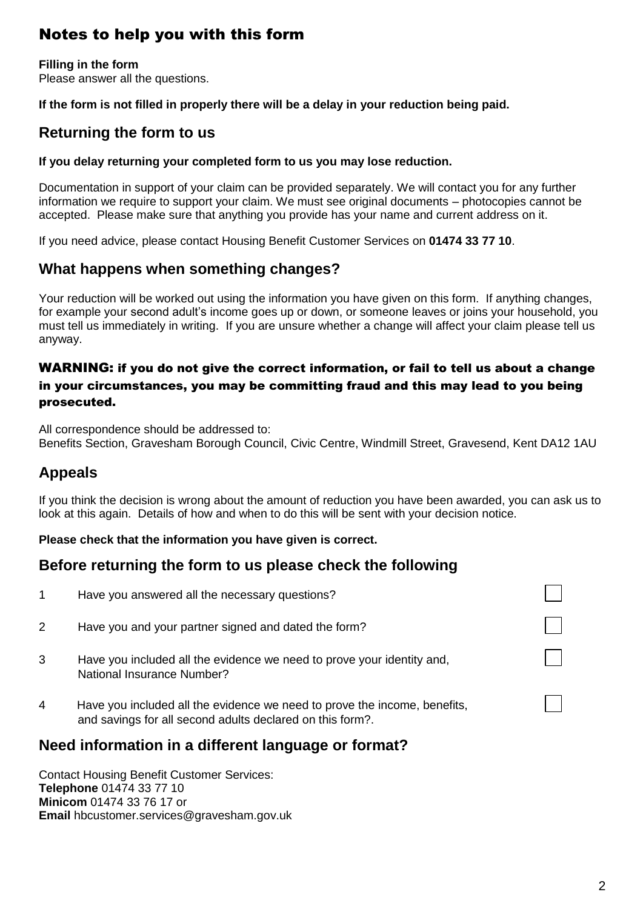# Notes to help you with this form

**Filling in the form**
Please answer all the questions.

**If the form is not filled in properly there will be a delay in your reduction being paid.**

## Returning the form to us

**If you delay returning your completed form to us you may lose reduction.**

Documentation in support of your claim can be provided separately. We will contact you for any further information we require to support your claim. We must see original documents – photocopies cannot be accepted. Please make sure that anything you provide has your name and current address on it.

If you need advice, please contact Housing Benefit Customer Services on **01474 33 77 10**.

## What happens when something changes?

Your reduction will be worked out using the information you have given on this form. If anything changes, for example your second adult's income goes up or down, or someone leaves or joins your household, you must tell us immediately in writing. If you are unsure whether a change will affect your claim please tell us anyway.

**WARNING: if you do not give the correct information, or fail to tell us about a change in your circumstances, you may be committing fraud and this may lead to you being prosecuted.**

All correspondence should be addressed to:
Benefits Section, Gravesham Borough Council, Civic Centre, Windmill Street, Gravesend, Kent DA12 1AU

## Appeals

If you think the decision is wrong about the amount of reduction you have been awarded, you can ask us to look at this again. Details of how and when to do this will be sent with your decision notice.

**Please check that the information you have given is correct.**

## Before returning the form to us please check the following

1. Have you answered all the necessary questions? ☐
2. Have you and your partner signed and dated the form? ☐
3. Have you included all the evidence we need to prove your identity and, National Insurance Number? ☐
4. Have you included all the evidence we need to prove the income, benefits, and savings for all second adults declared on this form?. ☐

## Need information in a different language or format?

Contact Housing Benefit Customer Services:
**Telephone** 01474 33 77 10
**Minicom** 01474 33 76 17 or
**Email** hbcustomer.services@gravesham.gov.uk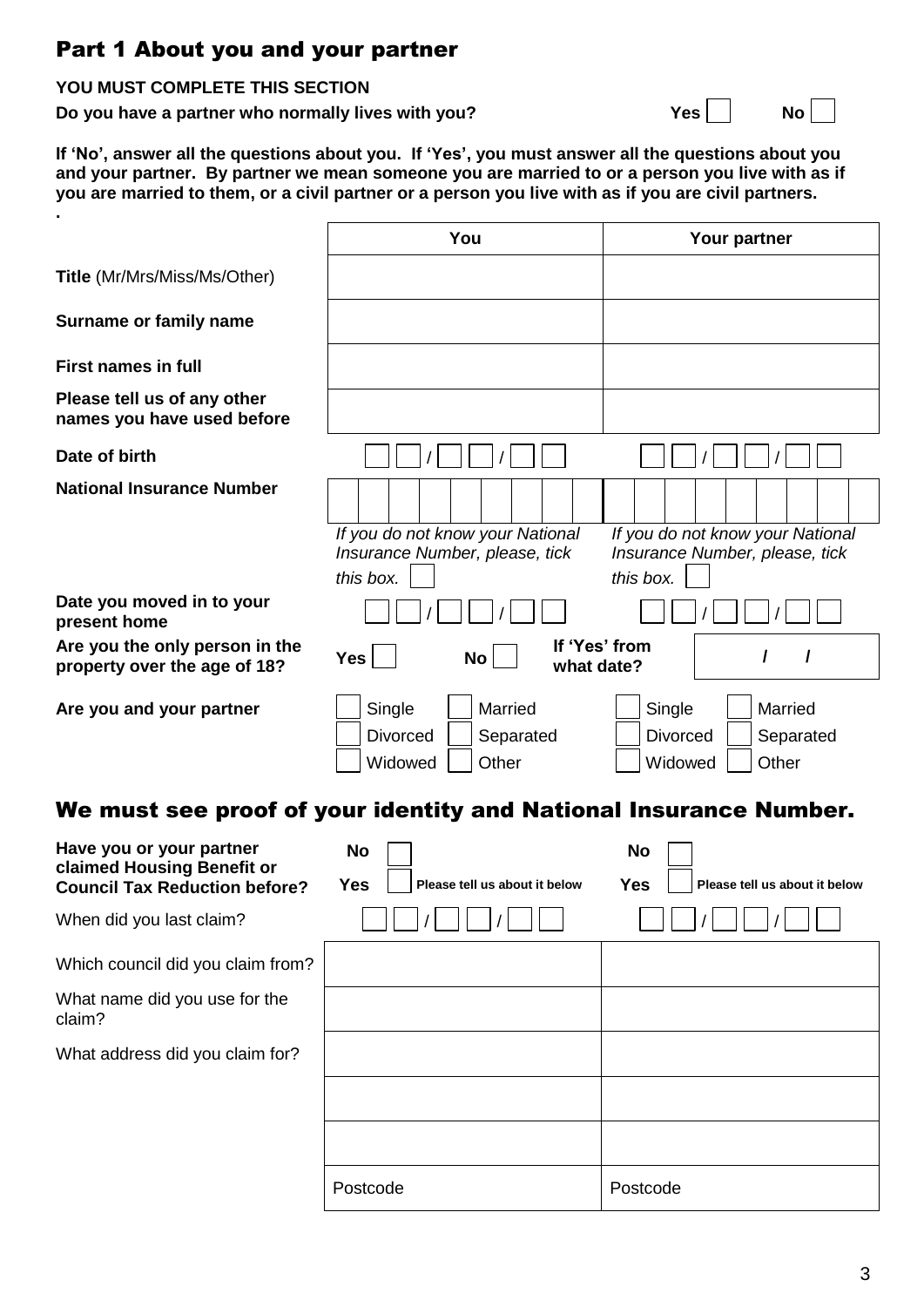## Part 1 About you and your partner

**YOU MUST COMPLETE THIS SECTION**

**Do you have a partner who normally lives with you?** **Yes** ☐ **No** ☐

**If 'No', answer all the questions about you. If 'Yes', you must answer all the questions about you and your partner. By partner we mean someone you are married to or a person you live with as if you are married to them, or a civil partner or a person you live with as if you are civil partners.**

**.**

| | You | Your partner |
|---|---|---|
| **Title** (Mr/Mrs/Miss/Ms/Other) | | |
| **Surname or family name** | | |
| **First names in full** | | |
| **Please tell us of any other names you have used before** | | |
| **Date of birth** | ☐☐ / ☐☐ / ☐☐ | ☐☐ / ☐☐ / ☐☐ |
| **National Insurance Number** | ☐☐☐☐☐☐☐☐☐ | ☐☐☐☐☐☐☐☐☐ |
| | *If you do not know your National Insurance Number, please, tick this box.* ☐ | *If you do not know your National Insurance Number, please, tick this box.* ☐ |
| **Date you moved in to your present home** | ☐☐ / ☐☐ / ☐☐ | ☐☐ / ☐☐ / ☐☐ |
| **Are you the only person in the property over the age of 18?** | **Yes** ☐ **No** ☐ | **If 'Yes' from what date?** / / |
| **Are you and your partner** | ☐ Single ☐ Married ☐ Divorced ☐ Separated ☐ Widowed ☐ Other | ☐ Single ☐ Married ☐ Divorced ☐ Separated ☐ Widowed ☐ Other |

## We must see proof of your identity and National Insurance Number.

| | | |
|---|---|---|
| **Have you or your partner claimed Housing Benefit or Council Tax Reduction before?** | **No** ☐ **Yes** ☐ **Please tell us about it below** | **No** ☐ **Yes** ☐ **Please tell us about it below** |
| When did you last claim? | ☐☐ / ☐☐ / ☐☐ | ☐☐ / ☐☐ / ☐☐ |
| Which council did you claim from? | | |
| What name did you use for the claim? | | |
| What address did you claim for? | | |
| | | |
| | | |
| | Postcode | Postcode |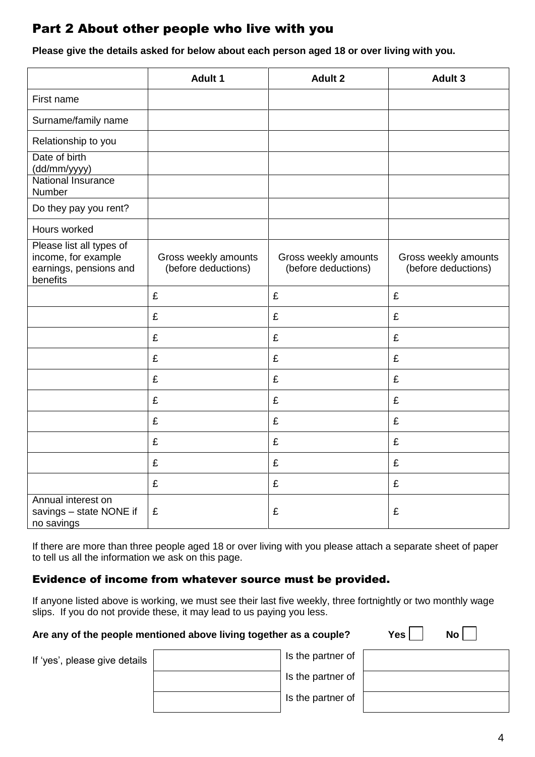## Part 2 About other people who live with you

**Please give the details asked for below about each person aged 18 or over living with you.**

| | Adult 1 | Adult 2 | Adult 3 |
|---|---|---|---|
| First name | | | |
| Surname/family name | | | |
| Relationship to you | | | |
| Date of birth (dd/mm/yyyy) | | | |
| National Insurance Number | | | |
| Do they pay you rent? | | | |
| Hours worked | | | |
| Please list all types of income, for example earnings, pensions and benefits | Gross weekly amounts (before deductions) | Gross weekly amounts (before deductions) | Gross weekly amounts (before deductions) |
| | £ | £ | £ |
| | £ | £ | £ |
| | £ | £ | £ |
| | £ | £ | £ |
| | £ | £ | £ |
| | £ | £ | £ |
| | £ | £ | £ |
| | £ | £ | £ |
| | £ | £ | £ |
| | £ | £ | £ |
| Annual interest on savings – state NONE if no savings | £ | £ | £ |

If there are more than three people aged 18 or over living with you please attach a separate sheet of paper to tell us all the information we ask on this page.

### Evidence of income from whatever source must be provided.

If anyone listed above is working, we must see their last five weekly, three fortnightly or two monthly wage slips. If you do not provide these, it may lead to us paying you less.

**Are any of the people mentioned above living together as a couple?** **Yes** ☐ **No** ☐

If 'yes', please give details

| | | |
|---|---|---|
| | Is the partner of | |
| | Is the partner of | |
| | Is the partner of | |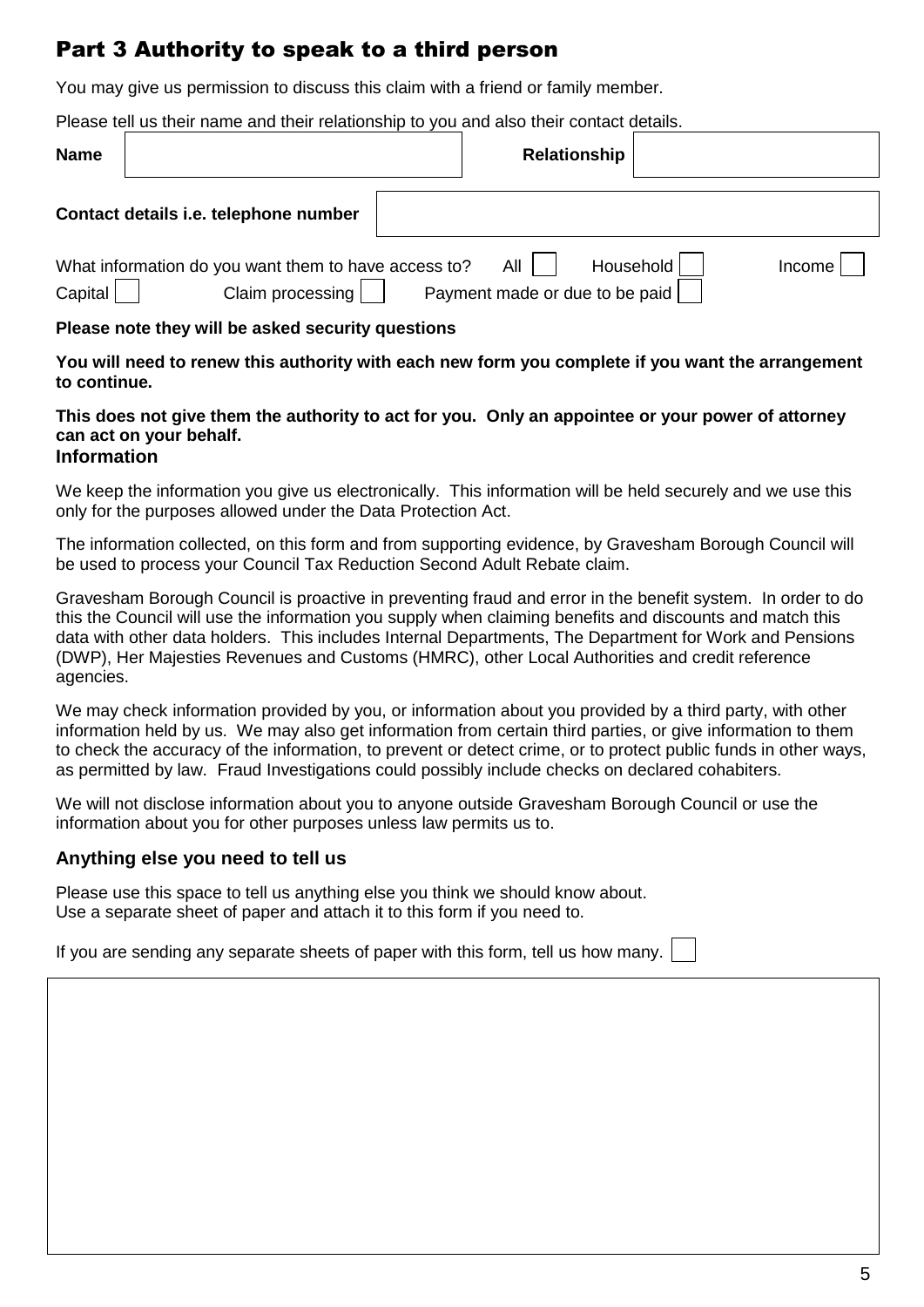# Part 3 Authority to speak to a third person

You may give us permission to discuss this claim with a friend or family member.

Please tell us their name and their relationship to you and also their contact details.

| **Name** | | **Relationship** | |
| --- | --- | --- | --- |

| **Contact details i.e. telephone number** | |
| --- | --- |

What information do you want them to have access to? All ☐ Household ☐ Income ☐ Capital ☐ Claim processing ☐ Payment made or due to be paid ☐

**Please note they will be asked security questions**

**You will need to renew this authority with each new form you complete if you want the arrangement to continue.**

**This does not give them the authority to act for you. Only an appointee or your power of attorney can act on your behalf.**

### Information

We keep the information you give us electronically. This information will be held securely and we use this only for the purposes allowed under the Data Protection Act.

The information collected, on this form and from supporting evidence, by Gravesham Borough Council will be used to process your Council Tax Reduction Second Adult Rebate claim.

Gravesham Borough Council is proactive in preventing fraud and error in the benefit system. In order to do this the Council will use the information you supply when claiming benefits and discounts and match this data with other data holders. This includes Internal Departments, The Department for Work and Pensions (DWP), Her Majesties Revenues and Customs (HMRC), other Local Authorities and credit reference agencies.

We may check information provided by you, or information about you provided by a third party, with other information held by us. We may also get information from certain third parties, or give information to them to check the accuracy of the information, to prevent or detect crime, or to protect public funds in other ways, as permitted by law. Fraud Investigations could possibly include checks on declared cohabiters.

We will not disclose information about you to anyone outside Gravesham Borough Council or use the information about you for other purposes unless law permits us to.

### Anything else you need to tell us

Please use this space to tell us anything else you think we should know about.
Use a separate sheet of paper and attach it to this form if you need to.

If you are sending any separate sheets of paper with this form, tell us how many. ☐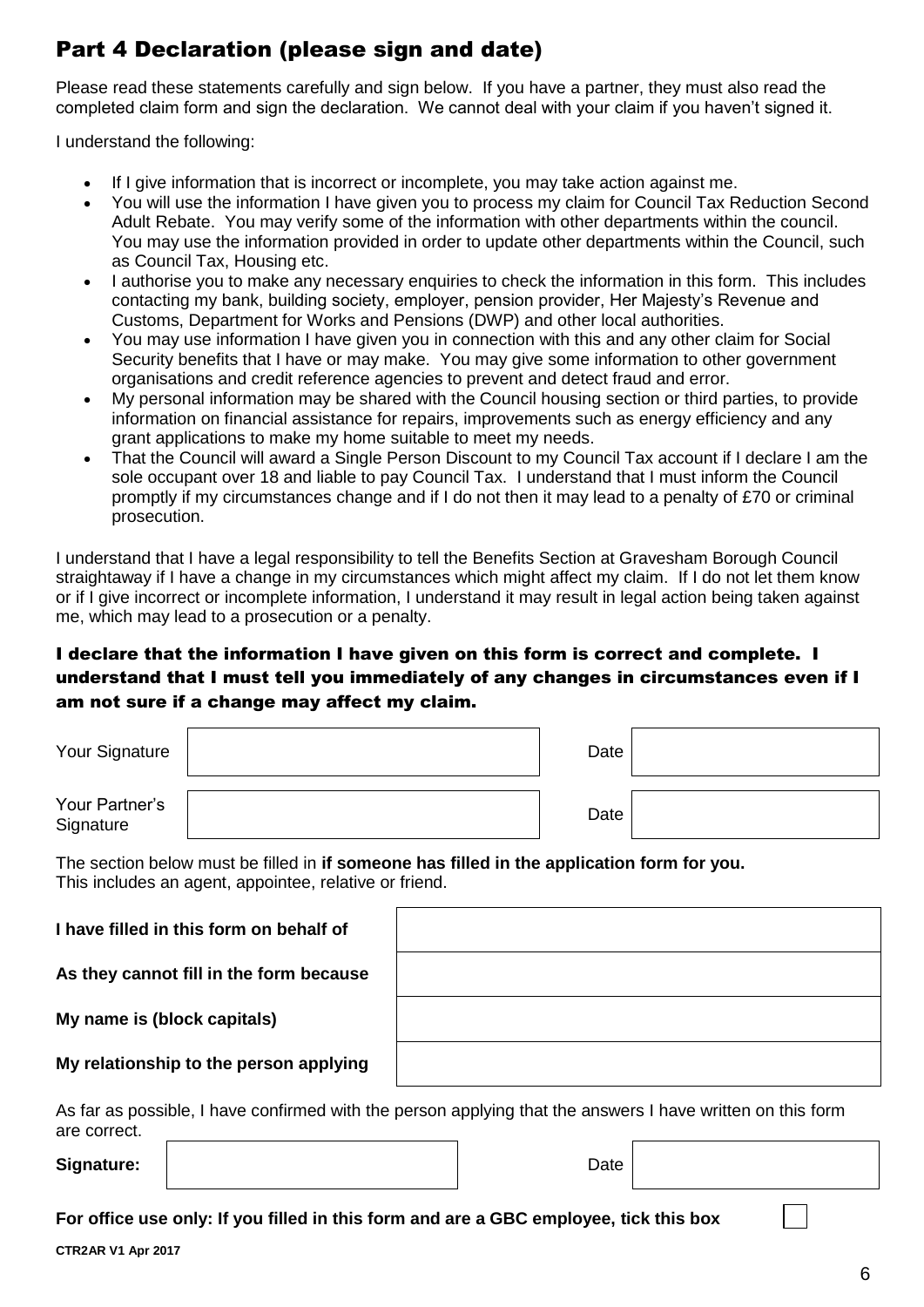## Part 4 Declaration (please sign and date)

Please read these statements carefully and sign below. If you have a partner, they must also read the completed claim form and sign the declaration. We cannot deal with your claim if you haven't signed it.

I understand the following:

- If I give information that is incorrect or incomplete, you may take action against me.
- You will use the information I have given you to process my claim for Council Tax Reduction Second Adult Rebate. You may verify some of the information with other departments within the council. You may use the information provided in order to update other departments within the Council, such as Council Tax, Housing etc.
- I authorise you to make any necessary enquiries to check the information in this form. This includes contacting my bank, building society, employer, pension provider, Her Majesty's Revenue and Customs, Department for Works and Pensions (DWP) and other local authorities.
- You may use information I have given you in connection with this and any other claim for Social Security benefits that I have or may make. You may give some information to other government organisations and credit reference agencies to prevent and detect fraud and error.
- My personal information may be shared with the Council housing section or third parties, to provide information on financial assistance for repairs, improvements such as energy efficiency and any grant applications to make my home suitable to meet my needs.
- That the Council will award a Single Person Discount to my Council Tax account if I declare I am the sole occupant over 18 and liable to pay Council Tax. I understand that I must inform the Council promptly if my circumstances change and if I do not then it may lead to a penalty of £70 or criminal prosecution.

I understand that I have a legal responsibility to tell the Benefits Section at Gravesham Borough Council straightaway if I have a change in my circumstances which might affect my claim. If I do not let them know or if I give incorrect or incomplete information, I understand it may result in legal action being taken against me, which may lead to a prosecution or a penalty.

**I declare that the information I have given on this form is correct and complete. I understand that I must tell you immediately of any changes in circumstances even if I am not sure if a change may affect my claim.**

| | | | |
|---|---|---|---|
| Your Signature | | Date | |
| Your Partner's Signature | | Date | |

The section below must be filled in **if someone has filled in the application form for you.** This includes an agent, appointee, relative or friend.

| | |
|---|---|
| **I have filled in this form on behalf of** | |
| **As they cannot fill in the form because** | |
| **My name is (block capitals)** | |
| **My relationship to the person applying** | |

As far as possible, I have confirmed with the person applying that the answers I have written on this form are correct.

| | | | |
|---|---|---|---|
| **Signature:** | | Date | |

**For office use only: If you filled in this form and are a GBC employee, tick this box** ☐

**CTR2AR V1 Apr 2017**